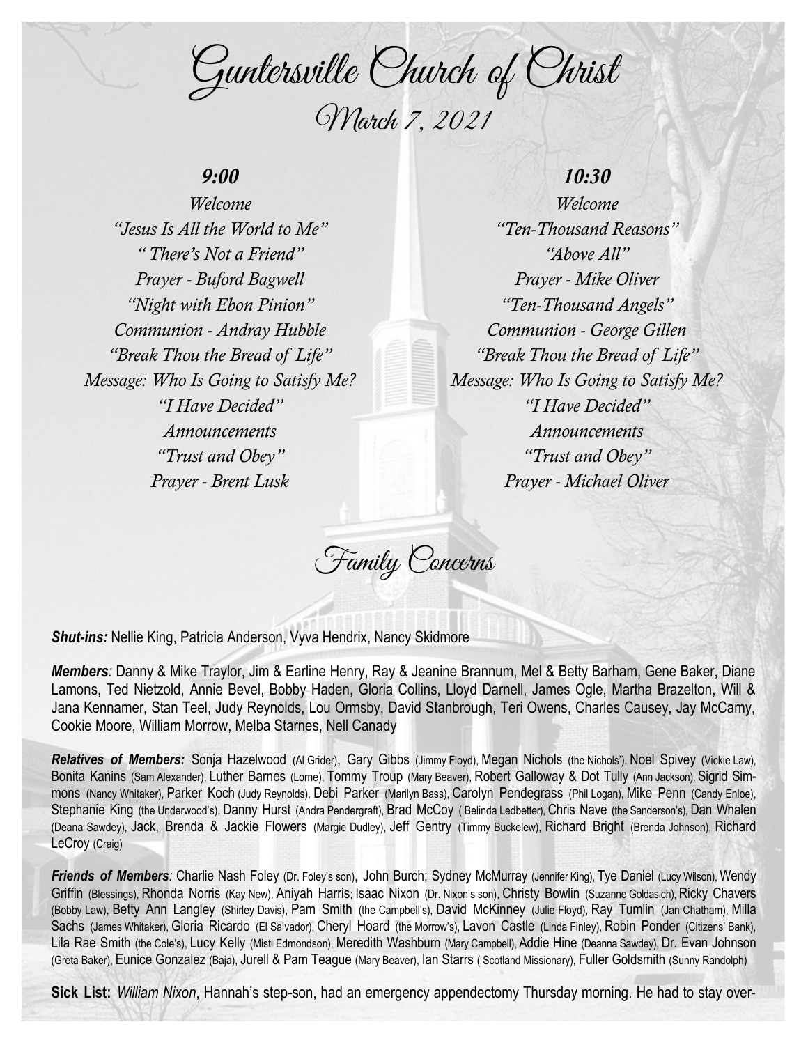# Guntersville Church of Christ

## March 7, 2021

### *9:00*

*Welcome*
*"Jesus Is All the World to Me"*
*" There's Not a Friend"*
*Prayer - Buford Bagwell*
*"Night with Ebon Pinion"*
*Communion - Andray Hubble*
*"Break Thou the Bread of Life"*
*Message: Who Is Going to Satisfy Me?*
*"I Have Decided"*
*Announcements*
*"Trust and Obey"*
*Prayer - Brent Lusk*

### *10:30*

*Welcome*
*"Ten-Thousand Reasons"*
*"Above All"*
*Prayer - Mike Oliver*
*"Ten-Thousand Angels"*
*Communion - George Gillen*
*"Break Thou the Bread of Life"*
*Message: Who Is Going to Satisfy Me?*
*"I Have Decided"*
*Announcements*
*"Trust and Obey"*
*Prayer - Michael Oliver*

## Family Concerns

***Shut-ins:*** Nellie King, Patricia Anderson, Vyva Hendrix, Nancy Skidmore

***Members**:* Danny & Mike Traylor, Jim & Earline Henry, Ray & Jeanine Brannum, Mel & Betty Barham, Gene Baker, Diane Lamons, Ted Nietzold, Annie Bevel, Bobby Haden, Gloria Collins, Lloyd Darnell, James Ogle, Martha Brazelton, Will & Jana Kennamer, Stan Teel, Judy Reynolds, Lou Ormsby, David Stanbrough, Teri Owens, Charles Causey, Jay McCamy, Cookie Moore, William Morrow, Melba Starnes, Nell Canady

***Relatives of Members:*** Sonja Hazelwood (Al Grider), Gary Gibbs (Jimmy Floyd), Megan Nichols (the Nichols'), Noel Spivey (Vickie Law), Bonita Kanins (Sam Alexander), Luther Barnes (Lorne), Tommy Troup (Mary Beaver), Robert Galloway & Dot Tully (Ann Jackson), Sigrid Simmons (Nancy Whitaker), Parker Koch (Judy Reynolds), Debi Parker (Marilyn Bass), Carolyn Pendegrass (Phil Logan), Mike Penn (Candy Enloe), Stephanie King (the Underwood's), Danny Hurst (Andra Pendergraft), Brad McCoy ( Belinda Ledbetter), Chris Nave (the Sanderson's), Dan Whalen (Deana Sawdey), Jack, Brenda & Jackie Flowers (Margie Dudley), Jeff Gentry (Timmy Buckelew), Richard Bright (Brenda Johnson), Richard LeCroy (Craig)

***Friends of Members**:* Charlie Nash Foley (Dr. Foley's son), John Burch; Sydney McMurray (Jennifer King), Tye Daniel (Lucy Wilson), Wendy Griffin (Blessings), Rhonda Norris (Kay New), Aniyah Harris; Isaac Nixon (Dr. Nixon's son), Christy Bowlin (Suzanne Goldasich), Ricky Chavers (Bobby Law), Betty Ann Langley (Shirley Davis), Pam Smith (the Campbell's), David McKinney (Julie Floyd), Ray Tumlin (Jan Chatham), Milla Sachs (James Whitaker), Gloria Ricardo (El Salvador), Cheryl Hoard (the Morrow's), Lavon Castle (Linda Finley), Robin Ponder (Citizens' Bank), Lila Rae Smith (the Cole's), Lucy Kelly (Misti Edmondson), Meredith Washburn (Mary Campbell), Addie Hine (Deanna Sawdey), Dr. Evan Johnson (Greta Baker), Eunice Gonzalez (Baja), Jurell & Pam Teague (Mary Beaver), Ian Starrs ( Scotland Missionary), Fuller Goldsmith (Sunny Randolph)

**Sick List:** *William Nixon*, Hannah's step-son, had an emergency appendectomy Thursday morning. He had to stay over-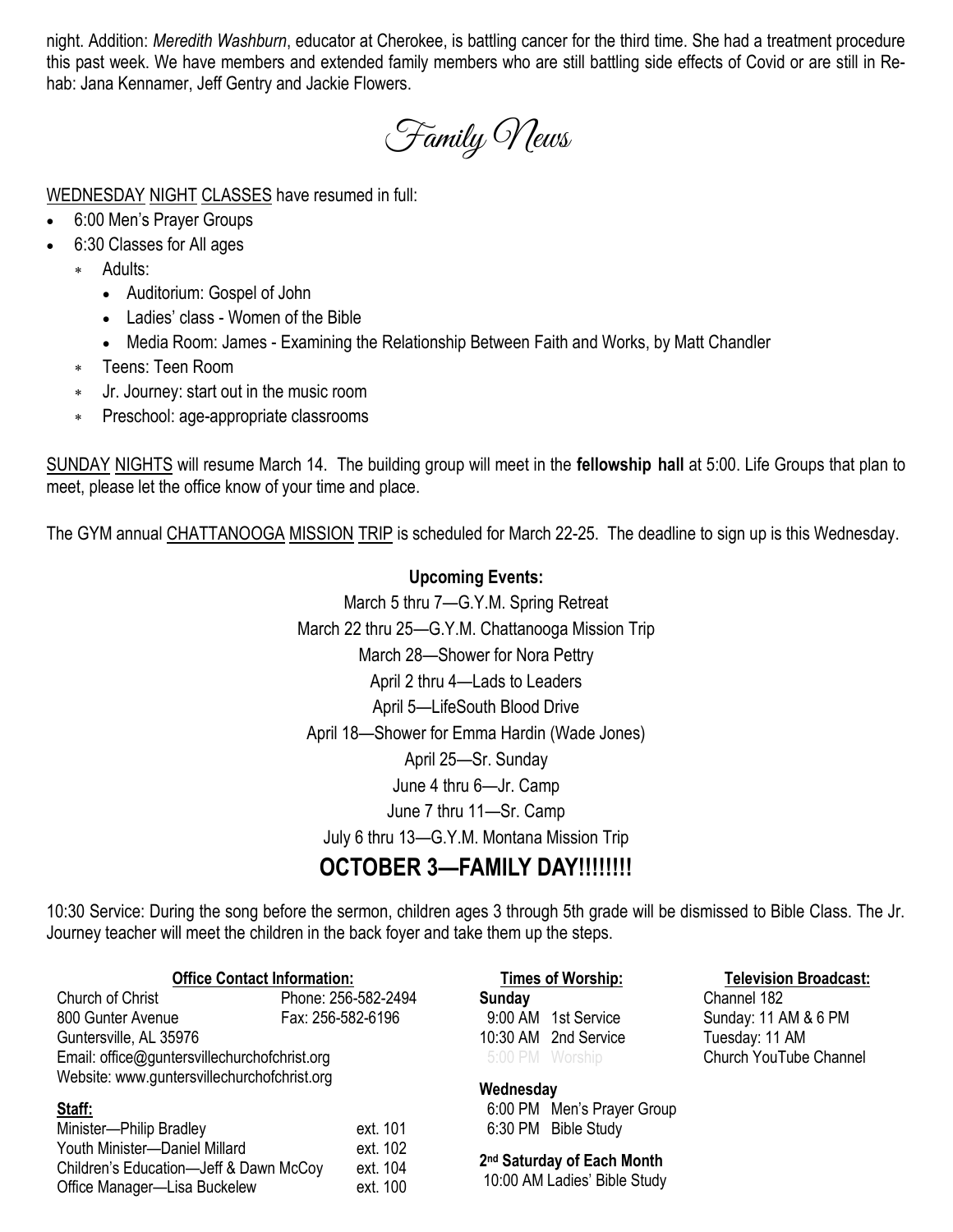night. Addition: *Meredith Washburn*, educator at Cherokee, is battling cancer for the third time. She had a treatment procedure this past week. We have members and extended family members who are still battling side effects of Covid or are still in Rehab: Jana Kennamer, Jeff Gentry and Jackie Flowers.

# Family News

WEDNESDAY NIGHT CLASSES have resumed in full:

- 6:00 Men's Prayer Groups
- 6:30 Classes for All ages
  - Adults:
    - Auditorium: Gospel of John
    - Ladies' class - Women of the Bible
    - Media Room: James - Examining the Relationship Between Faith and Works, by Matt Chandler
  - Teens: Teen Room
  - Jr. Journey: start out in the music room
  - Preschool: age-appropriate classrooms

SUNDAY NIGHTS will resume March 14. The building group will meet in the **fellowship hall** at 5:00. Life Groups that plan to meet, please let the office know of your time and place.

The GYM annual CHATTANOOGA MISSION TRIP is scheduled for March 22-25. The deadline to sign up is this Wednesday.

**Upcoming Events:**

March 5 thru 7—G.Y.M. Spring Retreat
March 22 thru 25—G.Y.M. Chattanooga Mission Trip
March 28—Shower for Nora Pettry
April 2 thru 4—Lads to Leaders
April 5—LifeSouth Blood Drive
April 18—Shower for Emma Hardin (Wade Jones)
April 25—Sr. Sunday
June 4 thru 6—Jr. Camp
June 7 thru 11—Sr. Camp
July 6 thru 13—G.Y.M. Montana Mission Trip

## OCTOBER 3—FAMILY DAY!!!!!!!!

10:30 Service: During the song before the sermon, children ages 3 through 5th grade will be dismissed to Bible Class. The Jr. Journey teacher will meet the children in the back foyer and take them up the steps.

**Office Contact Information:**

Church of Christ — Phone: 256-582-2494
800 Gunter Avenue — Fax: 256-582-6196
Guntersville, AL 35976
Email: office@guntersvillechurchofchrist.org
Website: www.guntersvillechurchofchrist.org

**Staff:**

| | |
|---|---|
| Minister—Philip Bradley | ext. 101 |
| Youth Minister—Daniel Millard | ext. 102 |
| Children's Education—Jeff & Dawn McCoy | ext. 104 |
| Office Manager—Lisa Buckelew | ext. 100 |

**Times of Worship:**

**Sunday**
9:00 AM 1st Service
10:30 AM 2nd Service
5:00 PM Worship

**Wednesday**
6:00 PM Men's Prayer Group
6:30 PM Bible Study

**2nd Saturday of Each Month**
10:00 AM Ladies' Bible Study

**Television Broadcast:**

Channel 182
Sunday: 11 AM & 6 PM
Tuesday: 11 AM
Church YouTube Channel